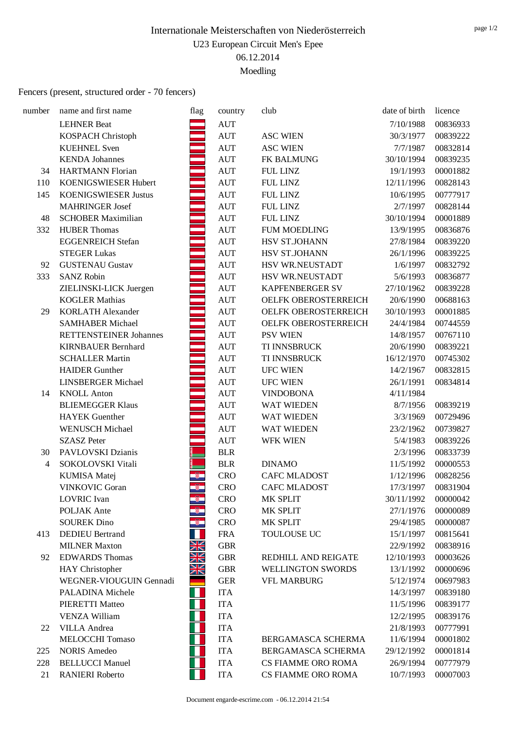# Internationale Meisterschaften von Niederösterreich

## U23 European Circuit Men's Epee

06.12.2014

Moedling

Fencers (present, structured order - 70 fencers)

| number | name and first name | flag | country | club | date of birth | licence |
|---|---|---|---|---|---|---|
| | LEHNER Beat | | AUT | | 7/10/1988 | 00836933 |
| | KOSPACH Christoph | | AUT | ASC WIEN | 30/3/1977 | 00839222 |
| | KUEHNEL Sven | | AUT | ASC WIEN | 7/7/1987 | 00832814 |
| | KENDA Johannes | | AUT | FK BALMUNG | 30/10/1994 | 00839235 |
| 34 | HARTMANN Florian | | AUT | FUL LINZ | 19/1/1993 | 00001882 |
| 110 | KOENIGSWIESER Hubert | | AUT | FUL LINZ | 12/11/1996 | 00828143 |
| 145 | KOENIGSWIESER Justus | | AUT | FUL LINZ | 10/6/1995 | 00777917 |
| | MAHRINGER Josef | | AUT | FUL LINZ | 2/7/1997 | 00828144 |
| 48 | SCHOBER Maximilian | | AUT | FUL LINZ | 30/10/1994 | 00001889 |
| 332 | HUBER Thomas | | AUT | FUM MOEDLING | 13/9/1995 | 00836876 |
| | EGGENREICH Stefan | | AUT | HSV ST.JOHANN | 27/8/1984 | 00839220 |
| | STEGER Lukas | | AUT | HSV ST.JOHANN | 26/1/1996 | 00839225 |
| 92 | GUSTENAU Gustav | | AUT | HSV WR.NEUSTADT | 1/6/1997 | 00832792 |
| 333 | SANZ Robin | | AUT | HSV WR.NEUSTADT | 5/6/1993 | 00836877 |
| | ZIELINSKI-LICK Juergen | | AUT | KAPFENBERGER SV | 27/10/1962 | 00839228 |
| | KOGLER Mathias | | AUT | OELFK OBEROSTERREICH | 20/6/1990 | 00688163 |
| 29 | KORLATH Alexander | | AUT | OELFK OBEROSTERREICH | 30/10/1993 | 00001885 |
| | SAMHABER Michael | | AUT | OELFK OBEROSTERREICH | 24/4/1984 | 00744559 |
| | RETTENSTEINER Johannes | | AUT | PSV WIEN | 14/8/1957 | 00767110 |
| | KIRNBAUER Bernhard | | AUT | TI INNSBRUCK | 20/6/1990 | 00839221 |
| | SCHALLER Martin | | AUT | TI INNSBRUCK | 16/12/1970 | 00745302 |
| | HAIDER Gunther | | AUT | UFC WIEN | 14/2/1967 | 00832815 |
| | LINSBERGER Michael | | AUT | UFC WIEN | 26/1/1991 | 00834814 |
| 14 | KNOLL Anton | | AUT | VINDOBONA | 4/11/1984 | |
| | BLIEMEGGER Klaus | | AUT | WAT WIEDEN | 8/7/1956 | 00839219 |
| | HAYEK Guenther | | AUT | WAT WIEDEN | 3/3/1969 | 00729496 |
| | WENUSCH Michael | | AUT | WAT WIEDEN | 23/2/1962 | 00739827 |
| | SZASZ Peter | | AUT | WFK WIEN | 5/4/1983 | 00839226 |
| 30 | PAVLOVSKI Dzianis | | BLR | | 2/3/1996 | 00833739 |
| 4 | SOKOLOVSKI Vitali | | BLR | DINAMO | 11/5/1992 | 00000553 |
| | KUMISA Matej | | CRO | CAFC MLADOST | 1/12/1996 | 00828256 |
| | VINKOVIC Goran | | CRO | CAFC MLADOST | 17/3/1997 | 00831904 |
| | LOVRIC Ivan | | CRO | MK SPLIT | 30/11/1992 | 00000042 |
| | POLJAK Ante | | CRO | MK SPLIT | 27/1/1976 | 00000089 |
| | SOUREK Dino | | CRO | MK SPLIT | 29/4/1985 | 00000087 |
| 413 | DEDIEU Bertrand | | FRA | TOULOUSE UC | 15/1/1997 | 00815641 |
| | MILNER Maxton | | GBR | | 22/9/1992 | 00838916 |
| 92 | EDWARDS Thomas | | GBR | REDHILL AND REIGATE | 12/10/1993 | 00003626 |
| | HAY Christopher | | GBR | WELLINGTON SWORDS | 13/1/1992 | 00000696 |
| | WEGNER-VIOUGUIN Gennadi | | GER | VFL MARBURG | 5/12/1974 | 00697983 |
| | PALADINA Michele | | ITA | | 14/3/1997 | 00839180 |
| | PIERETTI Matteo | | ITA | | 11/5/1996 | 00839177 |
| | VENZA William | | ITA | | 12/2/1995 | 00839176 |
| 22 | VILLA Andrea | | ITA | | 21/8/1993 | 00777991 |
| | MELOCCHI Tomaso | | ITA | BERGAMASCA SCHERMA | 11/6/1994 | 00001802 |
| 225 | NORIS Amedeo | | ITA | BERGAMASCA SCHERMA | 29/12/1992 | 00001814 |
| 228 | BELLUCCI Manuel | | ITA | CS FIAMME ORO ROMA | 26/9/1994 | 00777979 |
| 21 | RANIERI Roberto | | ITA | CS FIAMME ORO ROMA | 10/7/1993 | 00007003 |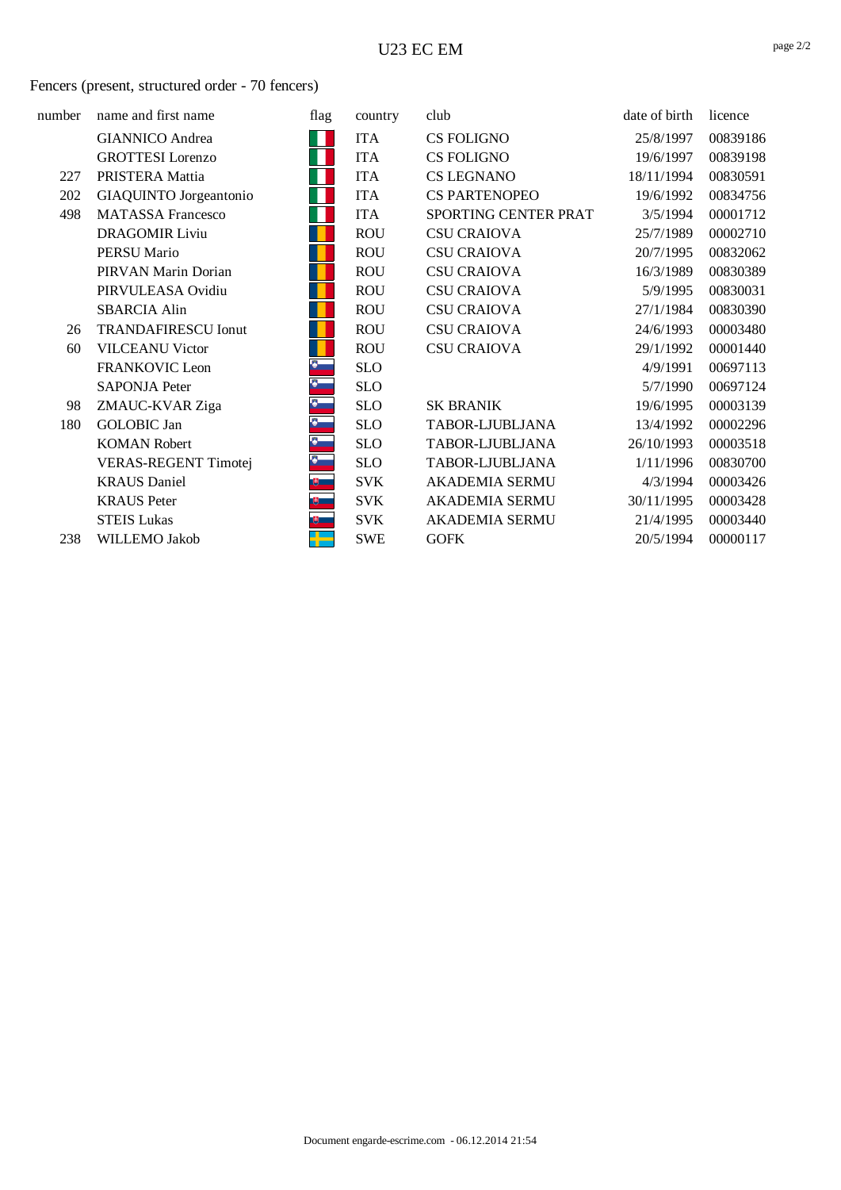Fencers (present, structured order - 70 fencers)

| number | name and first name | flag | country | club | date of birth | licence |
|---|---|---|---|---|---|---|
| | GIANNICO Andrea | | ITA | CS FOLIGNO | 25/8/1997 | 00839186 |
| | GROTTESI Lorenzo | | ITA | CS FOLIGNO | 19/6/1997 | 00839198 |
| 227 | PRISTERA Mattia | | ITA | CS LEGNANO | 18/11/1994 | 00830591 |
| 202 | GIAQUINTO Jorgeantonio | | ITA | CS PARTENOPEO | 19/6/1992 | 00834756 |
| 498 | MATASSA Francesco | | ITA | SPORTING CENTER PRAT | 3/5/1994 | 00001712 |
| | DRAGOMIR Liviu | | ROU | CSU CRAIOVA | 25/7/1989 | 00002710 |
| | PERSU Mario | | ROU | CSU CRAIOVA | 20/7/1995 | 00832062 |
| | PIRVAN Marin Dorian | | ROU | CSU CRAIOVA | 16/3/1989 | 00830389 |
| | PIRVULEASA Ovidiu | | ROU | CSU CRAIOVA | 5/9/1995 | 00830031 |
| | SBARCIA Alin | | ROU | CSU CRAIOVA | 27/1/1984 | 00830390 |
| 26 | TRANDAFIRESCU Ionut | | ROU | CSU CRAIOVA | 24/6/1993 | 00003480 |
| 60 | VILCEANU Victor | | ROU | CSU CRAIOVA | 29/1/1992 | 00001440 |
| | FRANKOVIC Leon | | SLO | | 4/9/1991 | 00697113 |
| | SAPONJA Peter | | SLO | | 5/7/1990 | 00697124 |
| 98 | ZMAUC-KVAR Ziga | | SLO | SK BRANIK | 19/6/1995 | 00003139 |
| 180 | GOLOBIC Jan | | SLO | TABOR-LJUBLJANA | 13/4/1992 | 00002296 |
| | KOMAN Robert | | SLO | TABOR-LJUBLJANA | 26/10/1993 | 00003518 |
| | VERAS-REGENT Timotej | | SLO | TABOR-LJUBLJANA | 1/11/1996 | 00830700 |
| | KRAUS Daniel | | SVK | AKADEMIA SERMU | 4/3/1994 | 00003426 |
| | KRAUS Peter | | SVK | AKADEMIA SERMU | 30/11/1995 | 00003428 |
| | STEIS Lukas | | SVK | AKADEMIA SERMU | 21/4/1995 | 00003440 |
| 238 | WILLEMO Jakob | | SWE | GOFK | 20/5/1994 | 00000117 |

Document engarde-escrime.com - 06.12.2014 21:54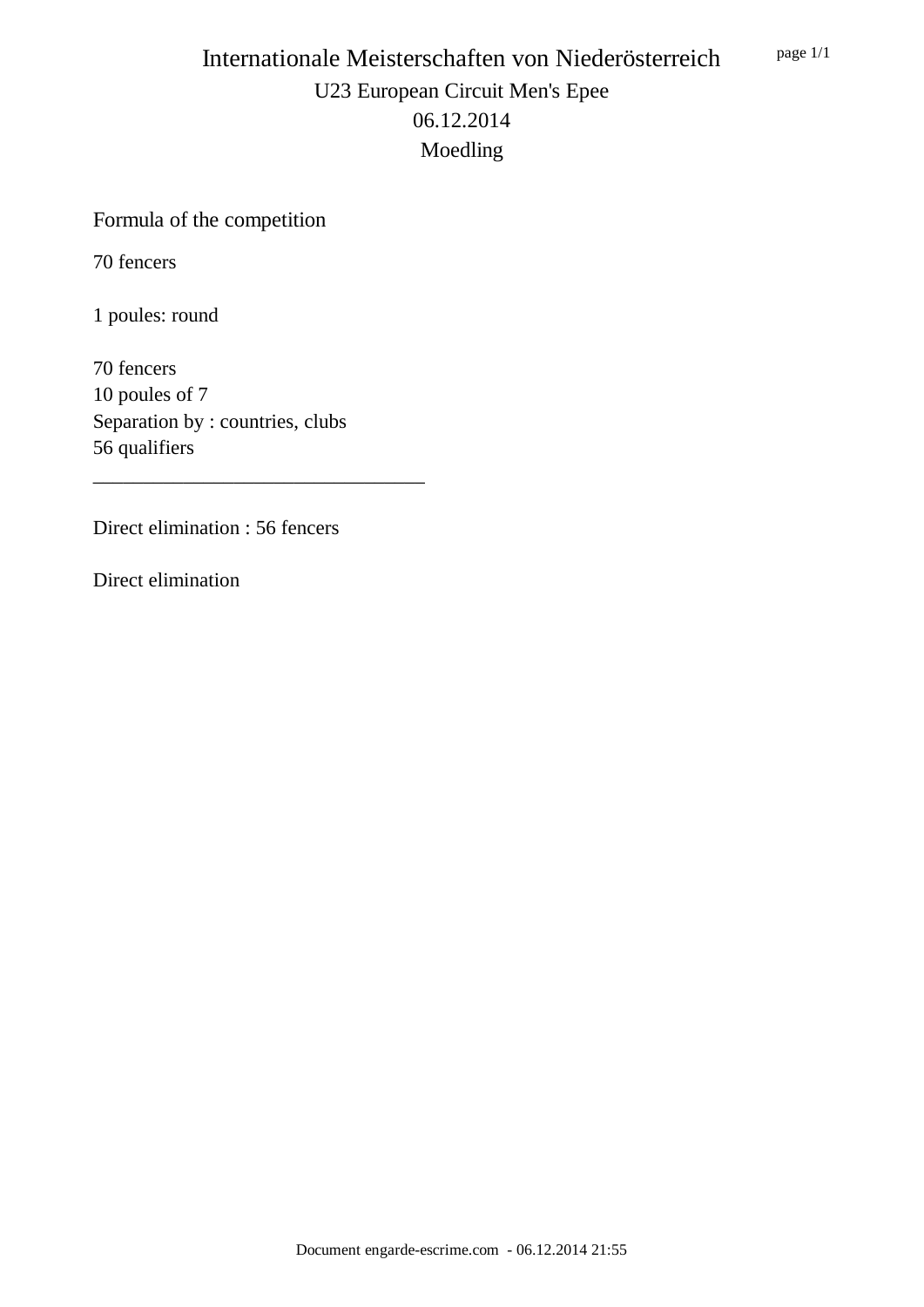# Internationale Meisterschaften von Niederösterreich

U23 European Circuit Men's Epee

06.12.2014

Moedling

## Formula of the competition

70 fencers

1 poules: round

70 fencers
10 poules of 7
Separation by : countries, clubs
56 qualifiers

---

Direct elimination : 56 fencers

Direct elimination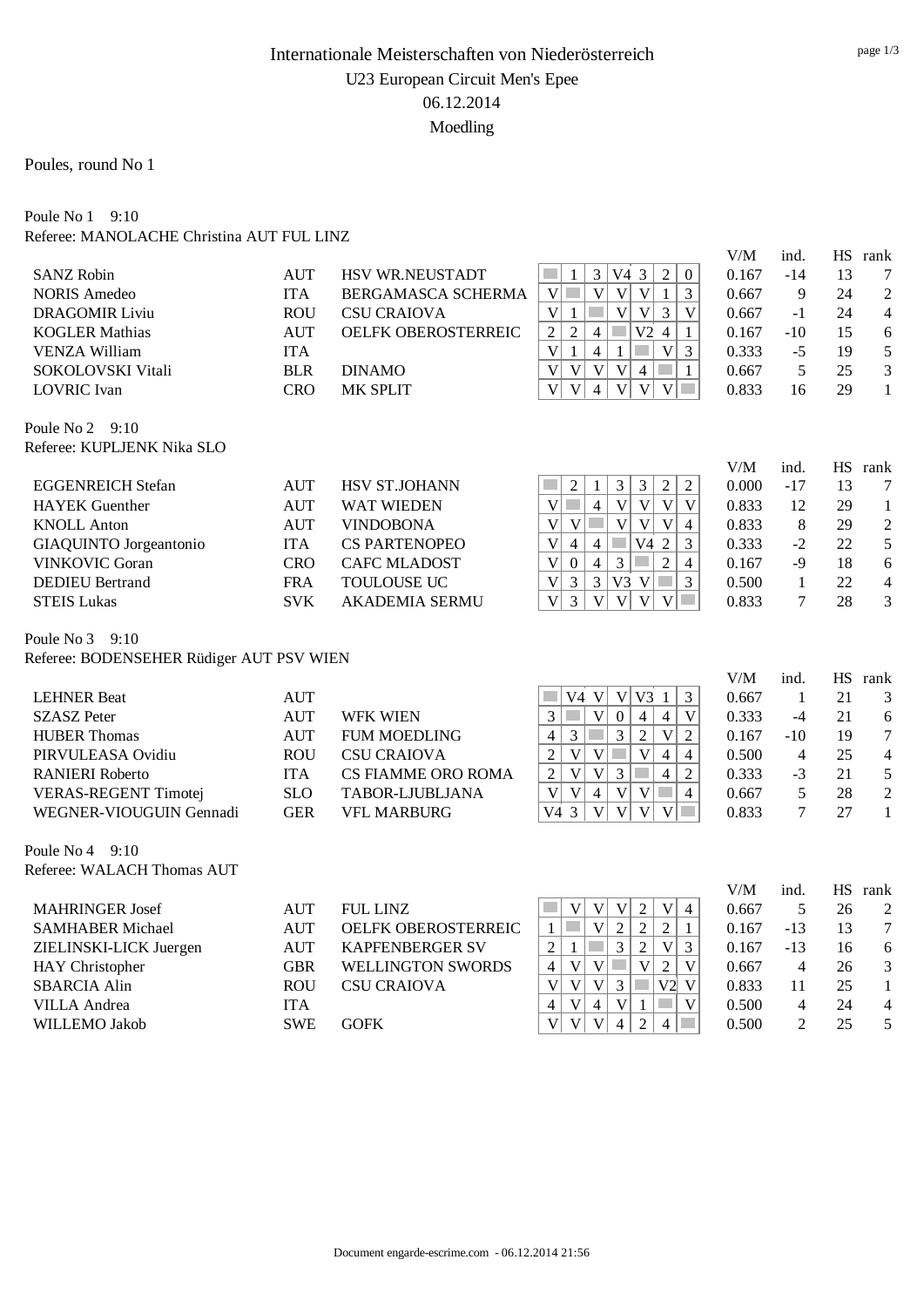# Internationale Meisterschaften von Niederösterreich

U23 European Circuit Men's Epee

06.12.2014

Moedling

## Poules, round No 1

### Poule No 1 9:10

Referee: MANOLACHE Christina AUT FUL LINZ

| Name | Nation | Club | 1 | 2 | 3 | 4 | 5 | 6 | 7 | V/M | ind. | HS | rank |
|---|---|---|---|---|---|---|---|---|---|---|---|---|---|
| SANZ Robin | AUT | HSV WR.NEUSTADT | | 1 | 3 | V4 | 3 | 2 | 0 | 0.167 | -14 | 13 | 7 |
| NORIS Amedeo | ITA | BERGAMASCA SCHERMA | V | | V | V | V | 1 | 3 | 0.667 | 9 | 24 | 2 |
| DRAGOMIR Liviu | ROU | CSU CRAIOVA | V | 1 | | V | V | 3 | V | 0.667 | -1 | 24 | 4 |
| KOGLER Mathias | AUT | OELFK OBEROSTERREIC | 2 | 2 | 4 | | V2 | 4 | 1 | 0.167 | -10 | 15 | 6 |
| VENZA William | ITA | | V | 1 | 4 | 1 | | V | 3 | 0.333 | -5 | 19 | 5 |
| SOKOLOVSKI Vitali | BLR | DINAMO | V | V | V | V | 4 | | 1 | 0.667 | 5 | 25 | 3 |
| LOVRIC Ivan | CRO | MK SPLIT | V | V | 4 | V | V | V | | 0.833 | 16 | 29 | 1 |

### Poule No 2 9:10

Referee: KUPLJENK Nika SLO

| Name | Nation | Club | 1 | 2 | 3 | 4 | 5 | 6 | 7 | V/M | ind. | HS | rank |
|---|---|---|---|---|---|---|---|---|---|---|---|---|---|
| EGGENREICH Stefan | AUT | HSV ST.JOHANN | | 2 | 1 | 3 | 3 | 2 | 2 | 0.000 | -17 | 13 | 7 |
| HAYEK Guenther | AUT | WAT WIEDEN | V | | 4 | V | V | V | V | 0.833 | 12 | 29 | 1 |
| KNOLL Anton | AUT | VINDOBONA | V | V | | V | V | V | 4 | 0.833 | 8 | 29 | 2 |
| GIAQUINTO Jorgeantonio | ITA | CS PARTENOPEO | V | 4 | 4 | | V4 | 2 | 3 | 0.333 | -2 | 22 | 5 |
| VINKOVIC Goran | CRO | CAFC MLADOST | V | 0 | 4 | 3 | | 2 | 4 | 0.167 | -9 | 18 | 6 |
| DEDIEU Bertrand | FRA | TOULOUSE UC | V | 3 | 3 | V3 | V | | 3 | 0.500 | 1 | 22 | 4 |
| STEIS Lukas | SVK | AKADEMIA SERMU | V | 3 | V | V | V | V | | 0.833 | 7 | 28 | 3 |

### Poule No 3 9:10

Referee: BODENSEHER Rüdiger AUT PSV WIEN

| Name | Nation | Club | 1 | 2 | 3 | 4 | 5 | 6 | 7 | V/M | ind. | HS | rank |
|---|---|---|---|---|---|---|---|---|---|---|---|---|---|
| LEHNER Beat | AUT | | | V4 | V | V | V3 | 1 | 3 | 0.667 | 1 | 21 | 3 |
| SZASZ Peter | AUT | WFK WIEN | 3 | | V | 0 | 4 | 4 | V | 0.333 | -4 | 21 | 6 |
| HUBER Thomas | AUT | FUM MOEDLING | 4 | 3 | | 3 | 2 | V | 2 | 0.167 | -10 | 19 | 7 |
| PIRVULEASA Ovidiu | ROU | CSU CRAIOVA | 2 | V | V | | V | 4 | 4 | 0.500 | 4 | 25 | 4 |
| RANIERI Roberto | ITA | CS FIAMME ORO ROMA | 2 | V | V | 3 | | 4 | 2 | 0.333 | -3 | 21 | 5 |
| VERAS-REGENT Timotej | SLO | TABOR-LJUBLJANA | V | V | 4 | V | V | | 4 | 0.667 | 5 | 28 | 2 |
| WEGNER-VIOUGUIN Gennadi | GER | VFL MARBURG | V4 | 3 | V | V | V | V | | 0.833 | 7 | 27 | 1 |

### Poule No 4 9:10

Referee: WALACH Thomas AUT

| Name | Nation | Club | 1 | 2 | 3 | 4 | 5 | 6 | 7 | V/M | ind. | HS | rank |
|---|---|---|---|---|---|---|---|---|---|---|---|---|---|
| MAHRINGER Josef | AUT | FUL LINZ | | V | V | V | 2 | V | 4 | 0.667 | 5 | 26 | 2 |
| SAMHABER Michael | AUT | OELFK OBEROSTERREIC | 1 | | V | 2 | 2 | 2 | 1 | 0.167 | -13 | 13 | 7 |
| ZIELINSKI-LICK Juergen | AUT | KAPFENBERGER SV | 2 | 1 | | 3 | 2 | V | 3 | 0.167 | -13 | 16 | 6 |
| HAY Christopher | GBR | WELLINGTON SWORDS | 4 | V | V | | V | 2 | V | 0.667 | 4 | 26 | 3 |
| SBARCIA Alin | ROU | CSU CRAIOVA | V | V | V | 3 | | V2 | V | 0.833 | 11 | 25 | 1 |
| VILLA Andrea | ITA | | 4 | V | 4 | V | 1 | | V | 0.500 | 4 | 24 | 4 |
| WILLEMO Jakob | SWE | GOFK | V | V | V | 4 | 2 | 4 | | 0.500 | 2 | 25 | 5 |

Document engarde-escrime.com - 06.12.2014 21:56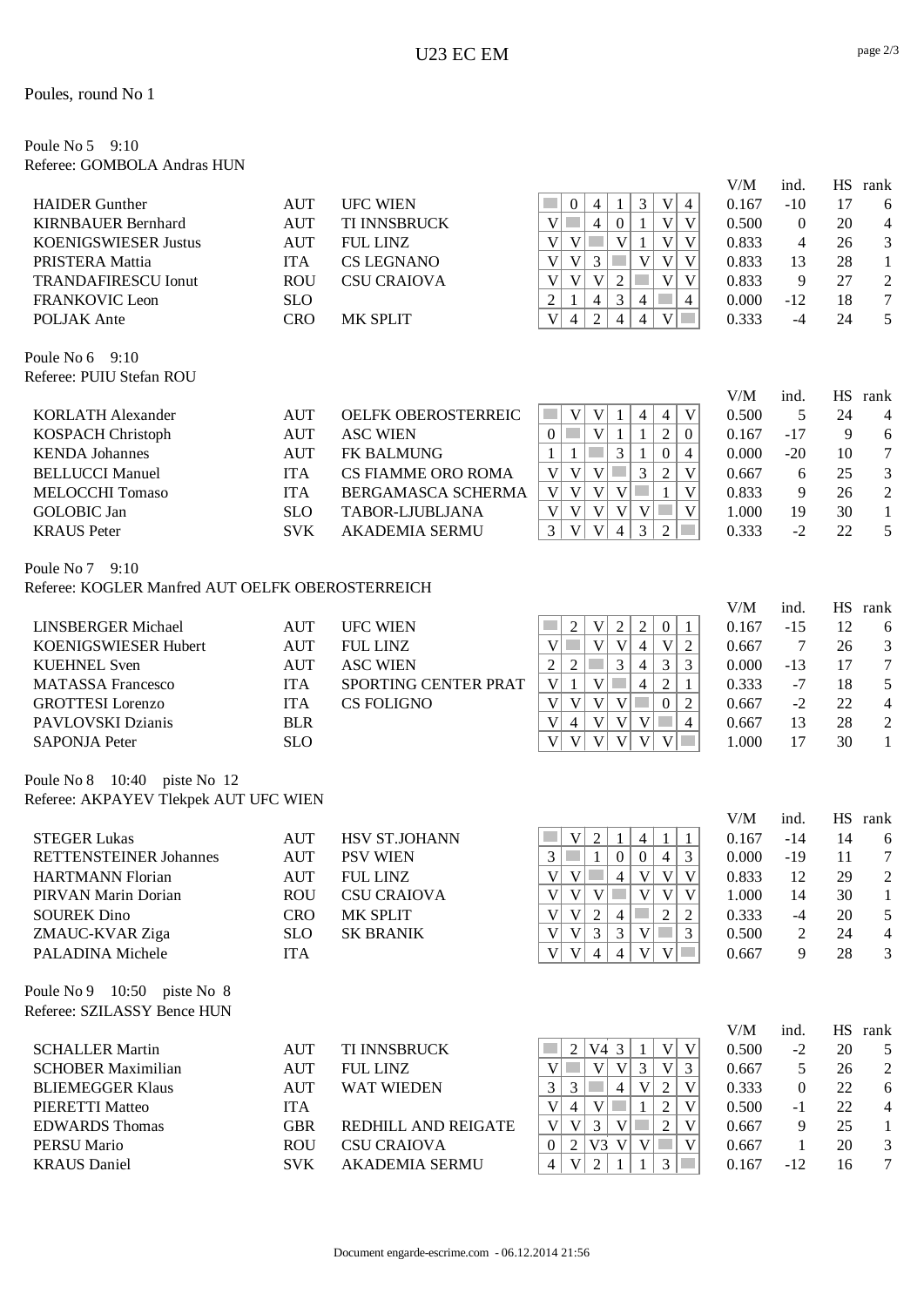# U23 EC EM

Poules, round No 1

## Poule No 5    9:10

Referee: GOMBOLA Andras HUN

| Name | Nation | Club | 1 | 2 | 3 | 4 | 5 | 6 | 7 | V/M | ind. | HS | rank |
|---|---|---|---|---|---|---|---|---|---|---|---|---|---|
| HAIDER Gunther | AUT | UFC WIEN | | 0 | 4 | 1 | 3 | V | 4 | 0.167 | -10 | 17 | 6 |
| KIRNBAUER Bernhard | AUT | TI INNSBRUCK | V | | 4 | 0 | 1 | V | V | 0.500 | 0 | 20 | 4 |
| KOENIGSWIESER Justus | AUT | FUL LINZ | V | V | | V | 1 | V | V | 0.833 | 4 | 26 | 3 |
| PRISTERA Mattia | ITA | CS LEGNANO | V | V | 3 | | V | V | V | 0.833 | 13 | 28 | 1 |
| TRANDAFIRESCU Ionut | ROU | CSU CRAIOVA | V | V | V | 2 | | V | V | 0.833 | 9 | 27 | 2 |
| FRANKOVIC Leon | SLO | | 2 | 1 | 4 | 3 | 4 | | 4 | 0.000 | -12 | 18 | 7 |
| POLJAK Ante | CRO | MK SPLIT | V | 4 | 2 | 4 | 4 | V | | 0.333 | -4 | 24 | 5 |

## Poule No 6    9:10

Referee: PUIU Stefan ROU

| Name | Nation | Club | 1 | 2 | 3 | 4 | 5 | 6 | 7 | V/M | ind. | HS | rank |
|---|---|---|---|---|---|---|---|---|---|---|---|---|---|
| KORLATH Alexander | AUT | OELFK OBEROSTERREIC | | V | V | 1 | 4 | 4 | V | 0.500 | 5 | 24 | 4 |
| KOSPACH Christoph | AUT | ASC WIEN | 0 | | V | 1 | 1 | 2 | 0 | 0.167 | -17 | 9 | 6 |
| KENDA Johannes | AUT | FK BALMUNG | 1 | 1 | | 3 | 1 | 0 | 4 | 0.000 | -20 | 10 | 7 |
| BELLUCCI Manuel | ITA | CS FIAMME ORO ROMA | V | V | V | | 3 | 2 | V | 0.667 | 6 | 25 | 3 |
| MELOCCHI Tomaso | ITA | BERGAMASCA SCHERMA | V | V | V | V | | 1 | V | 0.833 | 9 | 26 | 2 |
| GOLOBIC Jan | SLO | TABOR-LJUBLJANA | V | V | V | V | V | | V | 1.000 | 19 | 30 | 1 |
| KRAUS Peter | SVK | AKADEMIA SERMU | 3 | V | V | 4 | 3 | 2 | | 0.333 | -2 | 22 | 5 |

## Poule No 7    9:10

Referee: KOGLER Manfred AUT OELFK OBEROSTERREICH

| Name | Nation | Club | 1 | 2 | 3 | 4 | 5 | 6 | 7 | V/M | ind. | HS | rank |
|---|---|---|---|---|---|---|---|---|---|---|---|---|---|
| LINSBERGER Michael | AUT | UFC WIEN | | 2 | V | 2 | 2 | 0 | 1 | 0.167 | -15 | 12 | 6 |
| KOENIGSWIESER Hubert | AUT | FUL LINZ | V | | V | V | 4 | V | 2 | 0.667 | 7 | 26 | 3 |
| KUEHNEL Sven | AUT | ASC WIEN | 2 | 2 | | 3 | 4 | 3 | 3 | 0.000 | -13 | 17 | 7 |
| MATASSA Francesco | ITA | SPORTING CENTER PRAT | V | 1 | V | | 4 | 2 | 1 | 0.333 | -7 | 18 | 5 |
| GROTTESI Lorenzo | ITA | CS FOLIGNO | V | V | V | V | | 0 | 2 | 0.667 | -2 | 22 | 4 |
| PAVLOVSKI Dzianis | BLR | | V | 4 | V | V | V | | 4 | 0.667 | 13 | 28 | 2 |
| SAPONJA Peter | SLO | | V | V | V | V | V | V | | 1.000 | 17 | 30 | 1 |

## Poule No 8    10:40    piste No 12

Referee: AKPAYEV Tlekpek AUT UFC WIEN

| Name | Nation | Club | 1 | 2 | 3 | 4 | 5 | 6 | 7 | V/M | ind. | HS | rank |
|---|---|---|---|---|---|---|---|---|---|---|---|---|---|
| STEGER Lukas | AUT | HSV ST.JOHANN | | V | 2 | 1 | 4 | 1 | 1 | 0.167 | -14 | 14 | 6 |
| RETTENSTEINER Johannes | AUT | PSV WIEN | 3 | | 1 | 0 | 0 | 4 | 3 | 0.000 | -19 | 11 | 7 |
| HARTMANN Florian | AUT | FUL LINZ | V | V | | 4 | V | V | V | 0.833 | 12 | 29 | 2 |
| PIRVAN Marin Dorian | ROU | CSU CRAIOVA | V | V | V | | V | V | V | 1.000 | 14 | 30 | 1 |
| SOUREK Dino | CRO | MK SPLIT | V | V | 2 | 4 | | 2 | 2 | 0.333 | -4 | 20 | 5 |
| ZMAUC-KVAR Ziga | SLO | SK BRANIK | V | V | 3 | 3 | V | | 3 | 0.500 | 2 | 24 | 4 |
| PALADINA Michele | ITA | | V | V | 4 | 4 | V | V | | 0.667 | 9 | 28 | 3 |

## Poule No 9    10:50    piste No 8

Referee: SZILASSY Bence HUN

| Name | Nation | Club | 1 | 2 | 3 | 4 | 5 | 6 | 7 | V/M | ind. | HS | rank |
|---|---|---|---|---|---|---|---|---|---|---|---|---|---|
| SCHALLER Martin | AUT | TI INNSBRUCK | | 2 | V4 | 3 | 1 | V | V | 0.500 | -2 | 20 | 5 |
| SCHOBER Maximilian | AUT | FUL LINZ | V | | V | V | 3 | V | 3 | 0.667 | 5 | 26 | 2 |
| BLIEMEGGER Klaus | AUT | WAT WIEDEN | 3 | 3 | | 4 | V | 2 | V | 0.333 | 0 | 22 | 6 |
| PIERETTI Matteo | ITA | | V | 4 | V | | 1 | 2 | V | 0.500 | -1 | 22 | 4 |
| EDWARDS Thomas | GBR | REDHILL AND REIGATE | V | V | 3 | V | | 2 | V | 0.667 | 9 | 25 | 1 |
| PERSU Mario | ROU | CSU CRAIOVA | 0 | 2 | V3 | V | V | | V | 0.667 | 1 | 20 | 3 |
| KRAUS Daniel | SVK | AKADEMIA SERMU | 4 | V | 2 | 1 | 1 | 3 | | 0.167 | -12 | 16 | 7 |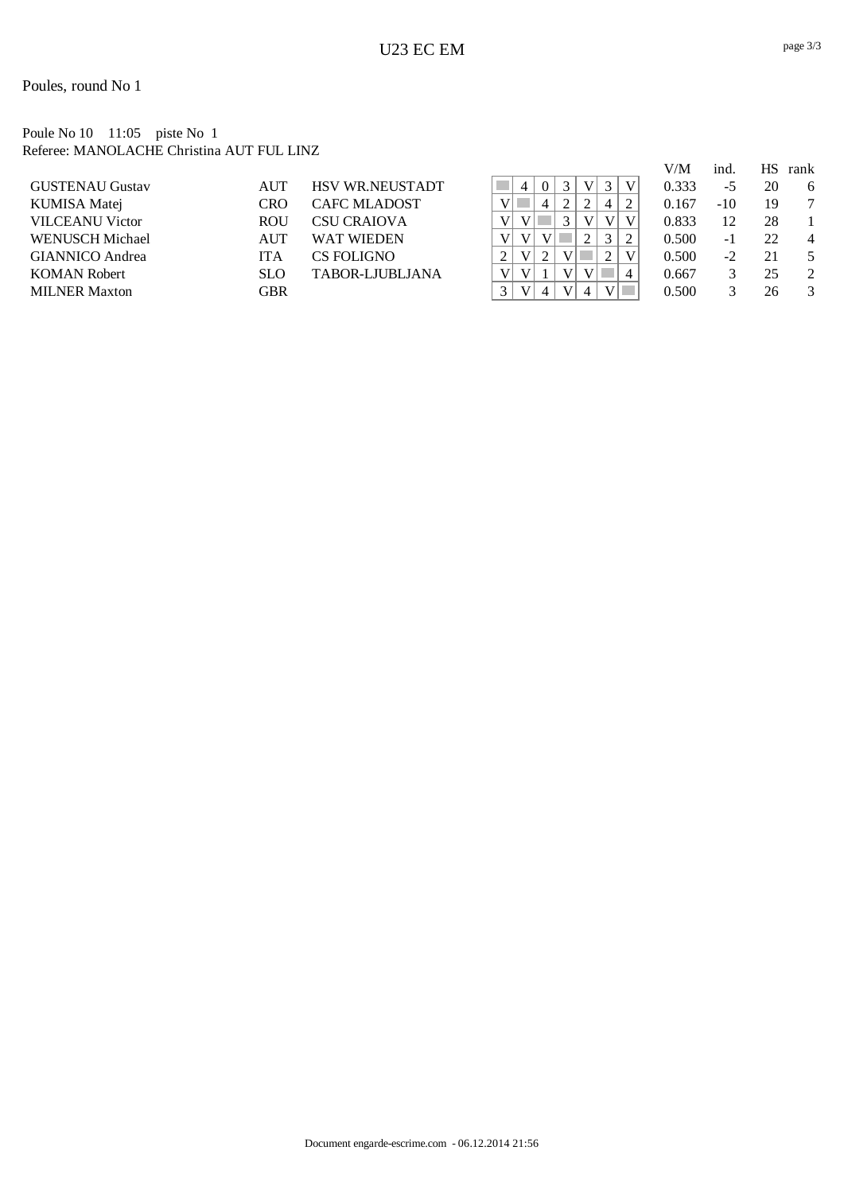Poules, round No 1

Poule No 10 11:05 piste No 1
Referee: MANOLACHE Christina AUT FUL LINZ

| Name | Nation | Club | 1 | 2 | 3 | 4 | 5 | 6 | 7 | V/M | ind. | HS | rank |
|---|---|---|---|---|---|---|---|---|---|---|---|---|---|
| GUSTENAU Gustav | AUT | HSV WR.NEUSTADT | | 4 | 0 | 3 | V | 3 | V | 0.333 | -5 | 20 | 6 |
| KUMISA Matej | CRO | CAFC MLADOST | V | | 4 | 2 | 2 | 4 | 2 | 0.167 | -10 | 19 | 7 |
| VILCEANU Victor | ROU | CSU CRAIOVA | V | V | | 3 | V | V | V | 0.833 | 12 | 28 | 1 |
| WENUSCH Michael | AUT | WAT WIEDEN | V | V | V | | 2 | 3 | 2 | 0.500 | -1 | 22 | 4 |
| GIANNICO Andrea | ITA | CS FOLIGNO | 2 | V | 2 | V | | 2 | V | 0.500 | -2 | 21 | 5 |
| KOMAN Robert | SLO | TABOR-LJUBLJANA | V | V | 1 | V | V | | 4 | 0.667 | 3 | 25 | 2 |
| MILNER Maxton | GBR | | 3 | V | 4 | V | 4 | V | | 0.500 | 3 | 26 | 3 |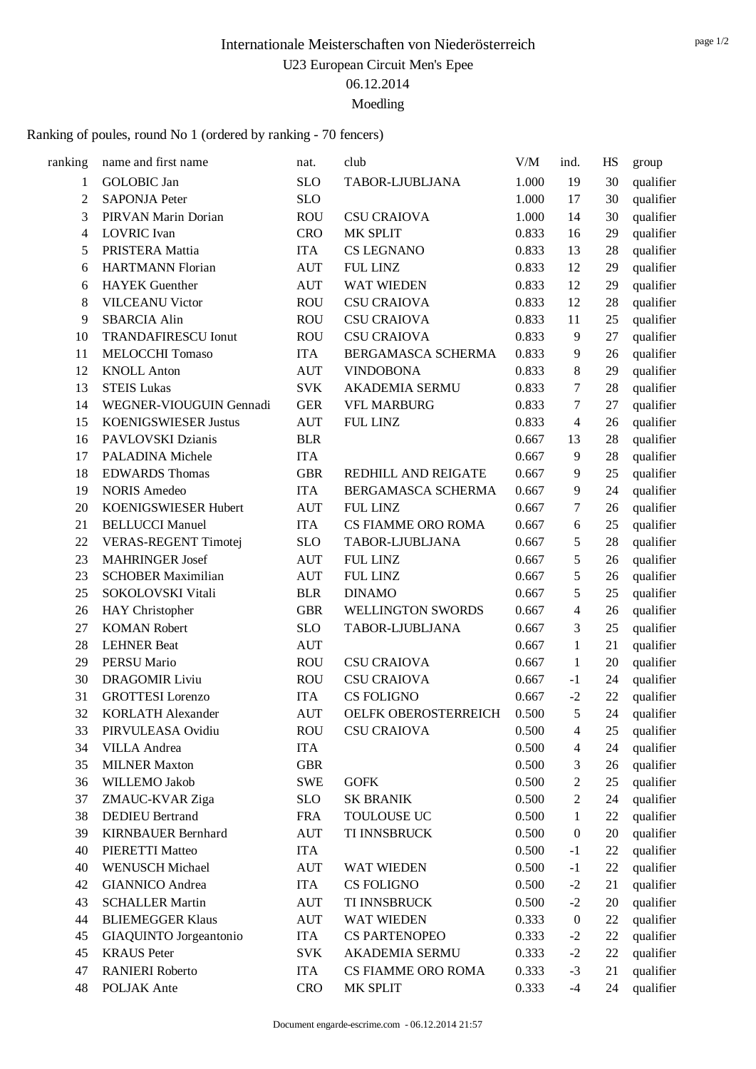# Internationale Meisterschaften von Niederösterreich

## U23 European Circuit Men's Epee

06.12.2014

Moedling

Ranking of poules, round No 1 (ordered by ranking - 70 fencers)

| ranking | name and first name | nat. | club | V/M | ind. | HS | group |
|---|---|---|---|---|---|---|---|
| 1 | GOLOBIC Jan | SLO | TABOR-LJUBLJANA | 1.000 | 19 | 30 | qualifier |
| 2 | SAPONJA Peter | SLO | | 1.000 | 17 | 30 | qualifier |
| 3 | PIRVAN Marin Dorian | ROU | CSU CRAIOVA | 1.000 | 14 | 30 | qualifier |
| 4 | LOVRIC Ivan | CRO | MK SPLIT | 0.833 | 16 | 29 | qualifier |
| 5 | PRISTERA Mattia | ITA | CS LEGNANO | 0.833 | 13 | 28 | qualifier |
| 6 | HARTMANN Florian | AUT | FUL LINZ | 0.833 | 12 | 29 | qualifier |
| 6 | HAYEK Guenther | AUT | WAT WIEDEN | 0.833 | 12 | 29 | qualifier |
| 8 | VILCEANU Victor | ROU | CSU CRAIOVA | 0.833 | 12 | 28 | qualifier |
| 9 | SBARCIA Alin | ROU | CSU CRAIOVA | 0.833 | 11 | 25 | qualifier |
| 10 | TRANDAFIRESCU Ionut | ROU | CSU CRAIOVA | 0.833 | 9 | 27 | qualifier |
| 11 | MELOCCHI Tomaso | ITA | BERGAMASCA SCHERMA | 0.833 | 9 | 26 | qualifier |
| 12 | KNOLL Anton | AUT | VINDOBONA | 0.833 | 8 | 29 | qualifier |
| 13 | STEIS Lukas | SVK | AKADEMIA SERMU | 0.833 | 7 | 28 | qualifier |
| 14 | WEGNER-VIOUGUIN Gennadi | GER | VFL MARBURG | 0.833 | 7 | 27 | qualifier |
| 15 | KOENIGSWIESER Justus | AUT | FUL LINZ | 0.833 | 4 | 26 | qualifier |
| 16 | PAVLOVSKI Dzianis | BLR | | 0.667 | 13 | 28 | qualifier |
| 17 | PALADINA Michele | ITA | | 0.667 | 9 | 28 | qualifier |
| 18 | EDWARDS Thomas | GBR | REDHILL AND REIGATE | 0.667 | 9 | 25 | qualifier |
| 19 | NORIS Amedeo | ITA | BERGAMASCA SCHERMA | 0.667 | 9 | 24 | qualifier |
| 20 | KOENIGSWIESER Hubert | AUT | FUL LINZ | 0.667 | 7 | 26 | qualifier |
| 21 | BELLUCCI Manuel | ITA | CS FIAMME ORO ROMA | 0.667 | 6 | 25 | qualifier |
| 22 | VERAS-REGENT Timotej | SLO | TABOR-LJUBLJANA | 0.667 | 5 | 28 | qualifier |
| 23 | MAHRINGER Josef | AUT | FUL LINZ | 0.667 | 5 | 26 | qualifier |
| 23 | SCHOBER Maximilian | AUT | FUL LINZ | 0.667 | 5 | 26 | qualifier |
| 25 | SOKOLOVSKI Vitali | BLR | DINAMO | 0.667 | 5 | 25 | qualifier |
| 26 | HAY Christopher | GBR | WELLINGTON SWORDS | 0.667 | 4 | 26 | qualifier |
| 27 | KOMAN Robert | SLO | TABOR-LJUBLJANA | 0.667 | 3 | 25 | qualifier |
| 28 | LEHNER Beat | AUT | | 0.667 | 1 | 21 | qualifier |
| 29 | PERSU Mario | ROU | CSU CRAIOVA | 0.667 | 1 | 20 | qualifier |
| 30 | DRAGOMIR Liviu | ROU | CSU CRAIOVA | 0.667 | -1 | 24 | qualifier |
| 31 | GROTTESI Lorenzo | ITA | CS FOLIGNO | 0.667 | -2 | 22 | qualifier |
| 32 | KORLATH Alexander | AUT | OELFK OBEROSTERREICH | 0.500 | 5 | 24 | qualifier |
| 33 | PIRVULEASA Ovidiu | ROU | CSU CRAIOVA | 0.500 | 4 | 25 | qualifier |
| 34 | VILLA Andrea | ITA | | 0.500 | 4 | 24 | qualifier |
| 35 | MILNER Maxton | GBR | | 0.500 | 3 | 26 | qualifier |
| 36 | WILLEMO Jakob | SWE | GOFK | 0.500 | 2 | 25 | qualifier |
| 37 | ZMAUC-KVAR Ziga | SLO | SK BRANIK | 0.500 | 2 | 24 | qualifier |
| 38 | DEDIEU Bertrand | FRA | TOULOUSE UC | 0.500 | 1 | 22 | qualifier |
| 39 | KIRNBAUER Bernhard | AUT | TI INNSBRUCK | 0.500 | 0 | 20 | qualifier |
| 40 | PIERETTI Matteo | ITA | | 0.500 | -1 | 22 | qualifier |
| 40 | WENUSCH Michael | AUT | WAT WIEDEN | 0.500 | -1 | 22 | qualifier |
| 42 | GIANNICO Andrea | ITA | CS FOLIGNO | 0.500 | -2 | 21 | qualifier |
| 43 | SCHALLER Martin | AUT | TI INNSBRUCK | 0.500 | -2 | 20 | qualifier |
| 44 | BLIEMEGGER Klaus | AUT | WAT WIEDEN | 0.333 | 0 | 22 | qualifier |
| 45 | GIAQUINTO Jorgeantonio | ITA | CS PARTENOPEO | 0.333 | -2 | 22 | qualifier |
| 45 | KRAUS Peter | SVK | AKADEMIA SERMU | 0.333 | -2 | 22 | qualifier |
| 47 | RANIERI Roberto | ITA | CS FIAMME ORO ROMA | 0.333 | -3 | 21 | qualifier |
| 48 | POLJAK Ante | CRO | MK SPLIT | 0.333 | -4 | 24 | qualifier |

Document engarde-escrime.com - 06.12.2014 21:57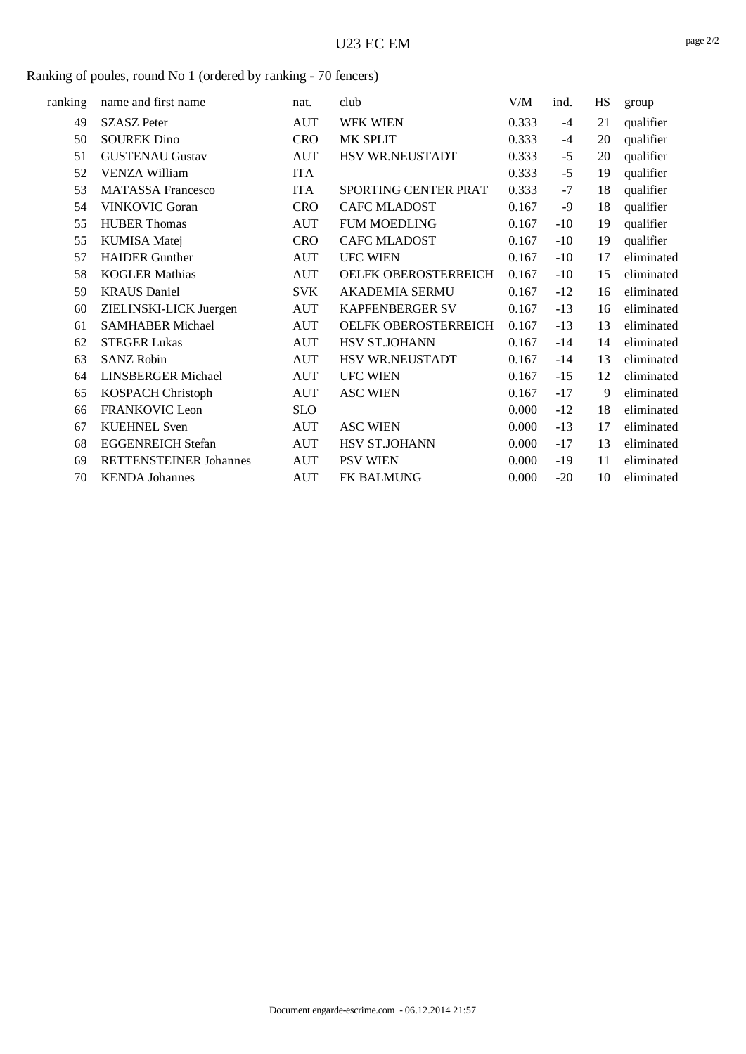# U23 EC EM

## Ranking of poules, round No 1 (ordered by ranking - 70 fencers)

| ranking | name and first name | nat. | club | V/M | ind. | HS | group |
|---|---|---|---|---|---|---|---|
| 49 | SZASZ Peter | AUT | WFK WIEN | 0.333 | -4 | 21 | qualifier |
| 50 | SOUREK Dino | CRO | MK SPLIT | 0.333 | -4 | 20 | qualifier |
| 51 | GUSTENAU Gustav | AUT | HSV WR.NEUSTADT | 0.333 | -5 | 20 | qualifier |
| 52 | VENZA William | ITA | | 0.333 | -5 | 19 | qualifier |
| 53 | MATASSA Francesco | ITA | SPORTING CENTER PRAT | 0.333 | -7 | 18 | qualifier |
| 54 | VINKOVIC Goran | CRO | CAFC MLADOST | 0.167 | -9 | 18 | qualifier |
| 55 | HUBER Thomas | AUT | FUM MOEDLING | 0.167 | -10 | 19 | qualifier |
| 55 | KUMISA Matej | CRO | CAFC MLADOST | 0.167 | -10 | 19 | qualifier |
| 57 | HAIDER Gunther | AUT | UFC WIEN | 0.167 | -10 | 17 | eliminated |
| 58 | KOGLER Mathias | AUT | OELFK OBEROSTERREICH | 0.167 | -10 | 15 | eliminated |
| 59 | KRAUS Daniel | SVK | AKADEMIA SERMU | 0.167 | -12 | 16 | eliminated |
| 60 | ZIELINSKI-LICK Juergen | AUT | KAPFENBERGER SV | 0.167 | -13 | 16 | eliminated |
| 61 | SAMHABER Michael | AUT | OELFK OBEROSTERREICH | 0.167 | -13 | 13 | eliminated |
| 62 | STEGER Lukas | AUT | HSV ST.JOHANN | 0.167 | -14 | 14 | eliminated |
| 63 | SANZ Robin | AUT | HSV WR.NEUSTADT | 0.167 | -14 | 13 | eliminated |
| 64 | LINSBERGER Michael | AUT | UFC WIEN | 0.167 | -15 | 12 | eliminated |
| 65 | KOSPACH Christoph | AUT | ASC WIEN | 0.167 | -17 | 9 | eliminated |
| 66 | FRANKOVIC Leon | SLO | | 0.000 | -12 | 18 | eliminated |
| 67 | KUEHNEL Sven | AUT | ASC WIEN | 0.000 | -13 | 17 | eliminated |
| 68 | EGGENREICH Stefan | AUT | HSV ST.JOHANN | 0.000 | -17 | 13 | eliminated |
| 69 | RETTENSTEINER Johannes | AUT | PSV WIEN | 0.000 | -19 | 11 | eliminated |
| 70 | KENDA Johannes | AUT | FK BALMUNG | 0.000 | -20 | 10 | eliminated |

Document engarde-escrime.com - 06.12.2014 21:57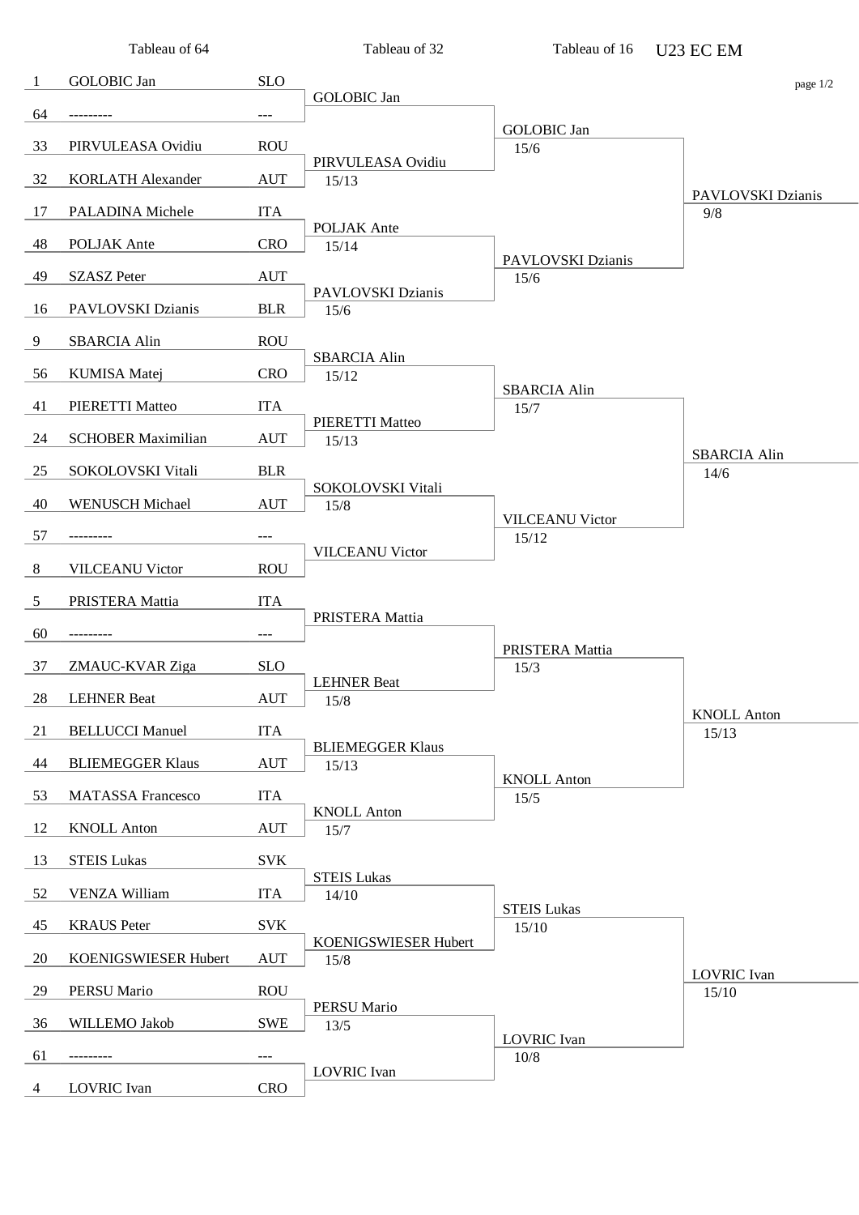# U23 EC EM

| Tableau of 64 | | | Tableau of 32 | Tableau of 16 | |
|---|---|---|---|---|---|
| 1 | GOLOBIC Jan | SLO | GOLOBIC Jan | GOLOBIC Jan 15/6 | PAVLOVSKI Dzianis 9/8 |
| 64 | --------- | --- | | | |
| 33 | PIRVULEASA Ovidiu | ROU | PIRVULEASA Ovidiu 15/13 | | |
| 32 | KORLATH Alexander | AUT | | | |
| 17 | PALADINA Michele | ITA | POLJAK Ante 15/14 | PAVLOVSKI Dzianis 15/6 | |
| 48 | POLJAK Ante | CRO | | | |
| 49 | SZASZ Peter | AUT | PAVLOVSKI Dzianis 15/6 | | |
| 16 | PAVLOVSKI Dzianis | BLR | | | |
| 9 | SBARCIA Alin | ROU | SBARCIA Alin 15/12 | SBARCIA Alin 15/7 | SBARCIA Alin 14/6 |
| 56 | KUMISA Matej | CRO | | | |
| 41 | PIERETTI Matteo | ITA | PIERETTI Matteo 15/13 | | |
| 24 | SCHOBER Maximilian | AUT | | | |
| 25 | SOKOLOVSKI Vitali | BLR | SOKOLOVSKI Vitali 15/8 | VILCEANU Victor 15/12 | |
| 40 | WENUSCH Michael | AUT | | | |
| 57 | --------- | --- | VILCEANU Victor | | |
| 8 | VILCEANU Victor | ROU | | | |
| 5 | PRISTERA Mattia | ITA | PRISTERA Mattia | PRISTERA Mattia 15/3 | KNOLL Anton 15/13 |
| 60 | --------- | --- | | | |
| 37 | ZMAUC-KVAR Ziga | SLO | LEHNER Beat 15/8 | | |
| 28 | LEHNER Beat | AUT | | | |
| 21 | BELLUCCI Manuel | ITA | BLIEMEGGER Klaus 15/13 | KNOLL Anton 15/5 | |
| 44 | BLIEMEGGER Klaus | AUT | | | |
| 53 | MATASSA Francesco | ITA | KNOLL Anton 15/7 | | |
| 12 | KNOLL Anton | AUT | | | |
| 13 | STEIS Lukas | SVK | STEIS Lukas 14/10 | STEIS Lukas 15/10 | LOVRIC Ivan 15/10 |
| 52 | VENZA William | ITA | | | |
| 45 | KRAUS Peter | SVK | KOENIGSWIESER Hubert 15/8 | | |
| 20 | KOENIGSWIESER Hubert | AUT | | | |
| 29 | PERSU Mario | ROU | PERSU Mario 13/5 | LOVRIC Ivan 10/8 | |
| 36 | WILLEMO Jakob | SWE | | | |
| 61 | --------- | --- | LOVRIC Ivan | | |
| 4 | LOVRIC Ivan | CRO | | | |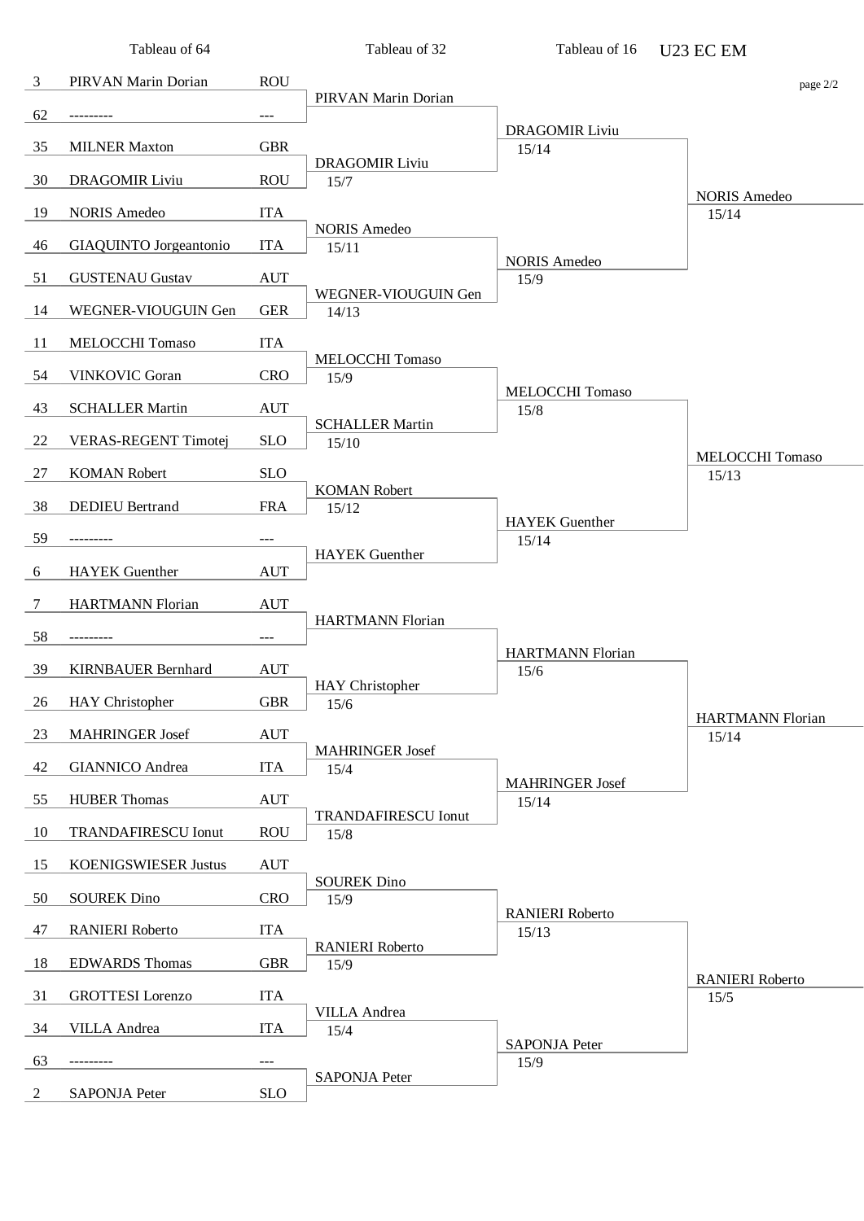# U23 EC EM

## Tableau of 64

| Seed | Name | Country |
|---|---|---|
| 3 | PIRVAN Marin Dorian | ROU |
| 62 | --------- | --- |
| 35 | MILNER Maxton | GBR |
| 30 | DRAGOMIR Liviu | ROU |
| 19 | NORIS Amedeo | ITA |
| 46 | GIAQUINTO Jorgeantonio | ITA |
| 51 | GUSTENAU Gustav | AUT |
| 14 | WEGNER-VIOUGUIN Gen | GER |
| 11 | MELOCCHI Tomaso | ITA |
| 54 | VINKOVIC Goran | CRO |
| 43 | SCHALLER Martin | AUT |
| 22 | VERAS-REGENT Timotej | SLO |
| 27 | KOMAN Robert | SLO |
| 38 | DEDIEU Bertrand | FRA |
| 59 | --------- | --- |
| 6 | HAYEK Guenther | AUT |
| 7 | HARTMANN Florian | AUT |
| 58 | --------- | --- |
| 39 | KIRNBAUER Bernhard | AUT |
| 26 | HAY Christopher | GBR |
| 23 | MAHRINGER Josef | AUT |
| 42 | GIANNICO Andrea | ITA |
| 55 | HUBER Thomas | AUT |
| 10 | TRANDAFIRESCU Ionut | ROU |
| 15 | KOENIGSWIESER Justus | AUT |
| 50 | SOUREK Dino | CRO |
| 47 | RANIERI Roberto | ITA |
| 18 | EDWARDS Thomas | GBR |
| 31 | GROTTESI Lorenzo | ITA |
| 34 | VILLA Andrea | ITA |
| 63 | --------- | --- |
| 2 | SAPONJA Peter | SLO |

## Tableau of 32

| Winner | Score |
|---|---|
| PIRVAN Marin Dorian | |
| DRAGOMIR Liviu | 15/7 |
| NORIS Amedeo | 15/11 |
| WEGNER-VIOUGUIN Gen | 14/13 |
| MELOCCHI Tomaso | 15/9 |
| SCHALLER Martin | 15/10 |
| KOMAN Robert | 15/12 |
| HAYEK Guenther | |
| HARTMANN Florian | |
| HAY Christopher | 15/6 |
| MAHRINGER Josef | 15/4 |
| TRANDAFIRESCU Ionut | 15/8 |
| SOUREK Dino | 15/9 |
| RANIERI Roberto | 15/9 |
| VILLA Andrea | 15/4 |
| SAPONJA Peter | |

## Tableau of 16

| Winner | Score |
|---|---|
| DRAGOMIR Liviu | 15/14 |
| NORIS Amedeo | 15/9 |
| MELOCCHI Tomaso | 15/8 |
| HAYEK Guenther | 15/14 |
| HARTMANN Florian | 15/6 |
| MAHRINGER Josef | 15/14 |
| RANIERI Roberto | 15/13 |
| SAPONJA Peter | 15/9 |

## Tableau of 8

| Winner | Score |
|---|---|
| NORIS Amedeo | 15/14 |
| MELOCCHI Tomaso | 15/13 |
| HARTMANN Florian | 15/14 |
| RANIERI Roberto | 15/5 |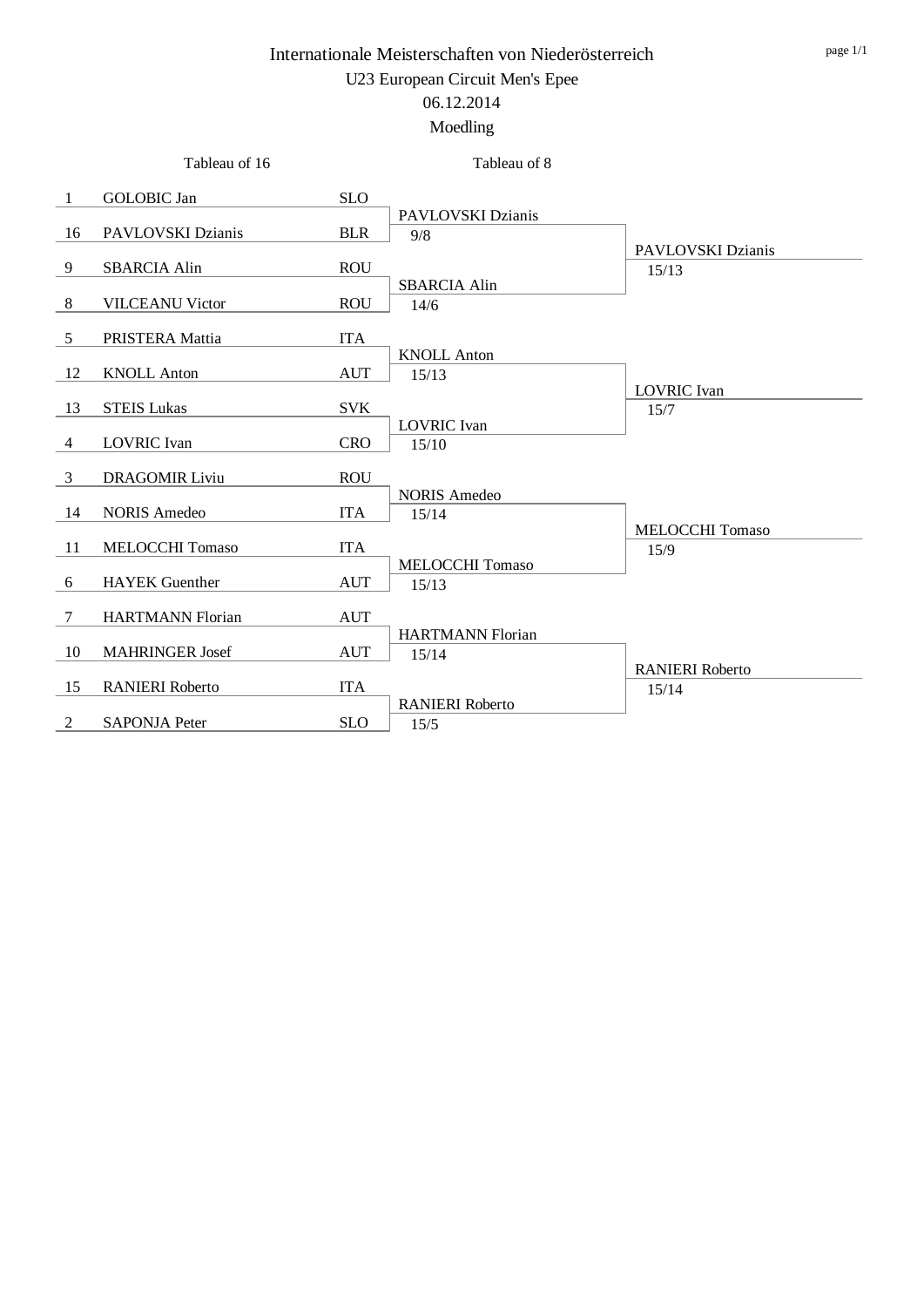# Internationale Meisterschaften von Niederösterreich

## U23 European Circuit Men's Epee

06.12.2014

Moedling

| Seed | Tableau of 16 | Nation | Tableau of 8 | Quarter-final winner |
|---|---|---|---|---|
| 1 | GOLOBIC Jan | SLO | PAVLOVSKI Dzianis 9/8 | PAVLOVSKI Dzianis 15/13 |
| 16 | PAVLOVSKI Dzianis | BLR | | |
| 9 | SBARCIA Alin | ROU | SBARCIA Alin 14/6 | |
| 8 | VILCEANU Victor | ROU | | |
| 5 | PRISTERA Mattia | ITA | KNOLL Anton 15/13 | LOVRIC Ivan 15/7 |
| 12 | KNOLL Anton | AUT | | |
| 13 | STEIS Lukas | SVK | LOVRIC Ivan 15/10 | |
| 4 | LOVRIC Ivan | CRO | | |
| 3 | DRAGOMIR Liviu | ROU | NORIS Amedeo 15/14 | MELOCCHI Tomaso 15/9 |
| 14 | NORIS Amedeo | ITA | | |
| 11 | MELOCCHI Tomaso | ITA | MELOCCHI Tomaso 15/13 | |
| 6 | HAYEK Guenther | AUT | | |
| 7 | HARTMANN Florian | AUT | HARTMANN Florian 15/14 | RANIERI Roberto 15/14 |
| 10 | MAHRINGER Josef | AUT | | |
| 15 | RANIERI Roberto | ITA | RANIERI Roberto 15/5 | |
| 2 | SAPONJA Peter | SLO | | |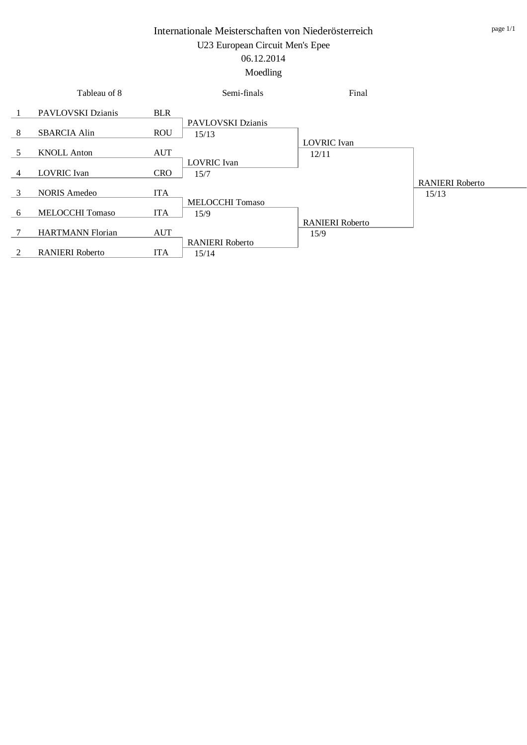# Internationale Meisterschaften von Niederösterreich

## U23 European Circuit Men's Epee

06.12.2014

Moedling

| Tableau of 8 | | | Semi-finals | Final | |
|---|---|---|---|---|---|
| 1 | PAVLOVSKI Dzianis | BLR | | | |
| | | | PAVLOVSKI Dzianis 15/13 | | |
| 8 | SBARCIA Alin | ROU | | | |
| | | | | LOVRIC Ivan 12/11 | |
| 5 | KNOLL Anton | AUT | | | |
| | | | LOVRIC Ivan 15/7 | | |
| 4 | LOVRIC Ivan | CRO | | | |
| | | | | | RANIERI Roberto 15/13 |
| 3 | NORIS Amedeo | ITA | | | |
| | | | MELOCCHI Tomaso 15/9 | | |
| 6 | MELOCCHI Tomaso | ITA | | | |
| | | | | RANIERI Roberto 15/9 | |
| 7 | HARTMANN Florian | AUT | | | |
| | | | RANIERI Roberto 15/14 | | |
| 2 | RANIERI Roberto | ITA | | | |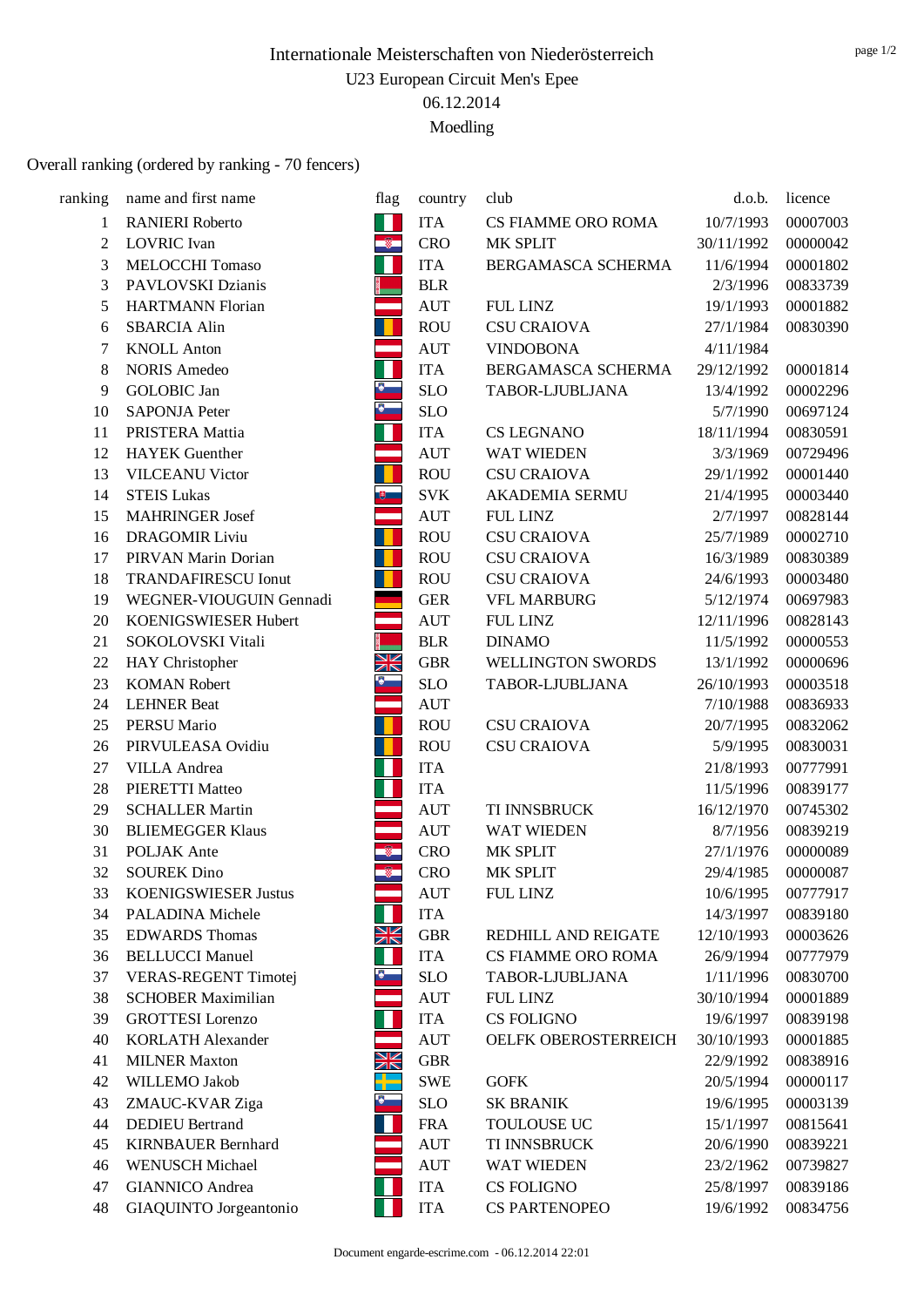# Internationale Meisterschaften von Niederösterreich

U23 European Circuit Men's Epee

06.12.2014

Moedling

Overall ranking (ordered by ranking - 70 fencers)

| ranking | name and first name | flag | country | club | d.o.b. | licence |
|---|---|---|---|---|---|---|
| 1 | RANIERI Roberto | | ITA | CS FIAMME ORO ROMA | 10/7/1993 | 00007003 |
| 2 | LOVRIC Ivan | | CRO | MK SPLIT | 30/11/1992 | 00000042 |
| 3 | MELOCCHI Tomaso | | ITA | BERGAMASCA SCHERMA | 11/6/1994 | 00001802 |
| 3 | PAVLOVSKI Dzianis | | BLR | | 2/3/1996 | 00833739 |
| 5 | HARTMANN Florian | | AUT | FUL LINZ | 19/1/1993 | 00001882 |
| 6 | SBARCIA Alin | | ROU | CSU CRAIOVA | 27/1/1984 | 00830390 |
| 7 | KNOLL Anton | | AUT | VINDOBONA | 4/11/1984 | |
| 8 | NORIS Amedeo | | ITA | BERGAMASCA SCHERMA | 29/12/1992 | 00001814 |
| 9 | GOLOBIC Jan | | SLO | TABOR-LJUBLJANA | 13/4/1992 | 00002296 |
| 10 | SAPONJA Peter | | SLO | | 5/7/1990 | 00697124 |
| 11 | PRISTERA Mattia | | ITA | CS LEGNANO | 18/11/1994 | 00830591 |
| 12 | HAYEK Guenther | | AUT | WAT WIEDEN | 3/3/1969 | 00729496 |
| 13 | VILCEANU Victor | | ROU | CSU CRAIOVA | 29/1/1992 | 00001440 |
| 14 | STEIS Lukas | | SVK | AKADEMIA SERMU | 21/4/1995 | 00003440 |
| 15 | MAHRINGER Josef | | AUT | FUL LINZ | 2/7/1997 | 00828144 |
| 16 | DRAGOMIR Liviu | | ROU | CSU CRAIOVA | 25/7/1989 | 00002710 |
| 17 | PIRVAN Marin Dorian | | ROU | CSU CRAIOVA | 16/3/1989 | 00830389 |
| 18 | TRANDAFIRESCU Ionut | | ROU | CSU CRAIOVA | 24/6/1993 | 00003480 |
| 19 | WEGNER-VIOUGUIN Gennadi | | GER | VFL MARBURG | 5/12/1974 | 00697983 |
| 20 | KOENIGSWIESER Hubert | | AUT | FUL LINZ | 12/11/1996 | 00828143 |
| 21 | SOKOLOVSKI Vitali | | BLR | DINAMO | 11/5/1992 | 00000553 |
| 22 | HAY Christopher | | GBR | WELLINGTON SWORDS | 13/1/1992 | 00000696 |
| 23 | KOMAN Robert | | SLO | TABOR-LJUBLJANA | 26/10/1993 | 00003518 |
| 24 | LEHNER Beat | | AUT | | 7/10/1988 | 00836933 |
| 25 | PERSU Mario | | ROU | CSU CRAIOVA | 20/7/1995 | 00832062 |
| 26 | PIRVULEASA Ovidiu | | ROU | CSU CRAIOVA | 5/9/1995 | 00830031 |
| 27 | VILLA Andrea | | ITA | | 21/8/1993 | 00777991 |
| 28 | PIERETTI Matteo | | ITA | | 11/5/1996 | 00839177 |
| 29 | SCHALLER Martin | | AUT | TI INNSBRUCK | 16/12/1970 | 00745302 |
| 30 | BLIEMEGGER Klaus | | AUT | WAT WIEDEN | 8/7/1956 | 00839219 |
| 31 | POLJAK Ante | | CRO | MK SPLIT | 27/1/1976 | 00000089 |
| 32 | SOUREK Dino | | CRO | MK SPLIT | 29/4/1985 | 00000087 |
| 33 | KOENIGSWIESER Justus | | AUT | FUL LINZ | 10/6/1995 | 00777917 |
| 34 | PALADINA Michele | | ITA | | 14/3/1997 | 00839180 |
| 35 | EDWARDS Thomas | | GBR | REDHILL AND REIGATE | 12/10/1993 | 00003626 |
| 36 | BELLUCCI Manuel | | ITA | CS FIAMME ORO ROMA | 26/9/1994 | 00777979 |
| 37 | VERAS-REGENT Timotej | | SLO | TABOR-LJUBLJANA | 1/11/1996 | 00830700 |
| 38 | SCHOBER Maximilian | | AUT | FUL LINZ | 30/10/1994 | 00001889 |
| 39 | GROTTESI Lorenzo | | ITA | CS FOLIGNO | 19/6/1997 | 00839198 |
| 40 | KORLATH Alexander | | AUT | OELFK OBEROSTERREICH | 30/10/1993 | 00001885 |
| 41 | MILNER Maxton | | GBR | | 22/9/1992 | 00838916 |
| 42 | WILLEMO Jakob | | SWE | GOFK | 20/5/1994 | 00000117 |
| 43 | ZMAUC-KVAR Ziga | | SLO | SK BRANIK | 19/6/1995 | 00003139 |
| 44 | DEDIEU Bertrand | | FRA | TOULOUSE UC | 15/1/1997 | 00815641 |
| 45 | KIRNBAUER Bernhard | | AUT | TI INNSBRUCK | 20/6/1990 | 00839221 |
| 46 | WENUSCH Michael | | AUT | WAT WIEDEN | 23/2/1962 | 00739827 |
| 47 | GIANNICO Andrea | | ITA | CS FOLIGNO | 25/8/1997 | 00839186 |
| 48 | GIAQUINTO Jorgeantonio | | ITA | CS PARTENOPEO | 19/6/1992 | 00834756 |

Document engarde-escrime.com - 06.12.2014 22:01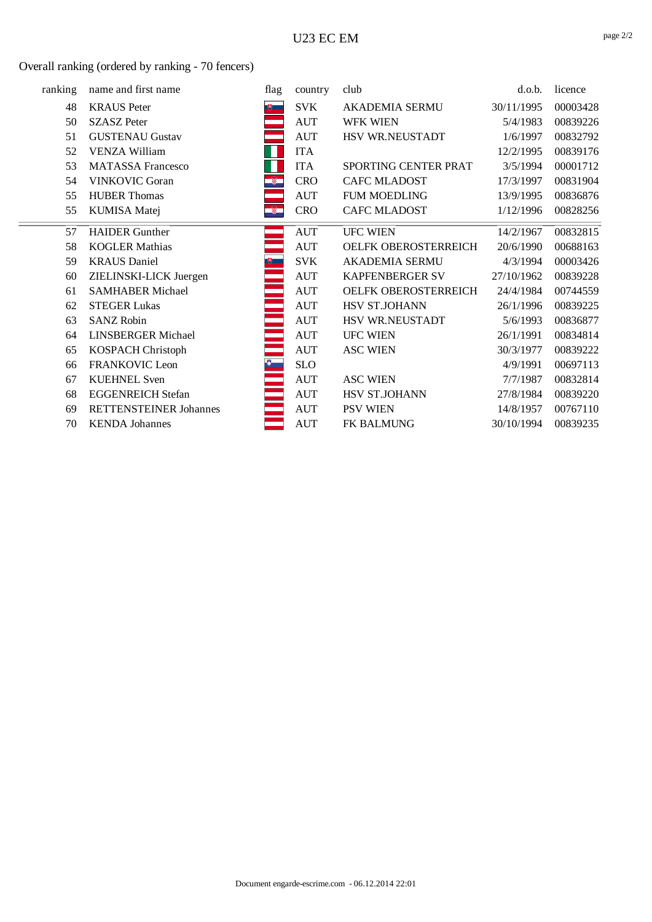U23 EC EM

Overall ranking (ordered by ranking - 70 fencers)

| ranking | name and first name | flag | country | club | d.o.b. | licence |
|---|---|---|---|---|---|---|
| 48 | KRAUS Peter | | SVK | AKADEMIA SERMU | 30/11/1995 | 00003428 |
| 50 | SZASZ Peter | | AUT | WFK WIEN | 5/4/1983 | 00839226 |
| 51 | GUSTENAU Gustav | | AUT | HSV WR.NEUSTADT | 1/6/1997 | 00832792 |
| 52 | VENZA William | | ITA | | 12/2/1995 | 00839176 |
| 53 | MATASSA Francesco | | ITA | SPORTING CENTER PRAT | 3/5/1994 | 00001712 |
| 54 | VINKOVIC Goran | | CRO | CAFC MLADOST | 17/3/1997 | 00831904 |
| 55 | HUBER Thomas | | AUT | FUM MOEDLING | 13/9/1995 | 00836876 |
| 55 | KUMISA Matej | | CRO | CAFC MLADOST | 1/12/1996 | 00828256 |
| 57 | HAIDER Gunther | | AUT | UFC WIEN | 14/2/1967 | 00832815 |
| 58 | KOGLER Mathias | | AUT | OELFK OBEROSTERREICH | 20/6/1990 | 00688163 |
| 59 | KRAUS Daniel | | SVK | AKADEMIA SERMU | 4/3/1994 | 00003426 |
| 60 | ZIELINSKI-LICK Juergen | | AUT | KAPFENBERGER SV | 27/10/1962 | 00839228 |
| 61 | SAMHABER Michael | | AUT | OELFK OBEROSTERREICH | 24/4/1984 | 00744559 |
| 62 | STEGER Lukas | | AUT | HSV ST.JOHANN | 26/1/1996 | 00839225 |
| 63 | SANZ Robin | | AUT | HSV WR.NEUSTADT | 5/6/1993 | 00836877 |
| 64 | LINSBERGER Michael | | AUT | UFC WIEN | 26/1/1991 | 00834814 |
| 65 | KOSPACH Christoph | | AUT | ASC WIEN | 30/3/1977 | 00839222 |
| 66 | FRANKOVIC Leon | | SLO | | 4/9/1991 | 00697113 |
| 67 | KUEHNEL Sven | | AUT | ASC WIEN | 7/7/1987 | 00832814 |
| 68 | EGGENREICH Stefan | | AUT | HSV ST.JOHANN | 27/8/1984 | 00839220 |
| 69 | RETTENSTEINER Johannes | | AUT | PSV WIEN | 14/8/1957 | 00767110 |
| 70 | KENDA Johannes | | AUT | FK BALMUNG | 30/10/1994 | 00839235 |

Document engarde-escrime.com - 06.12.2014 22:01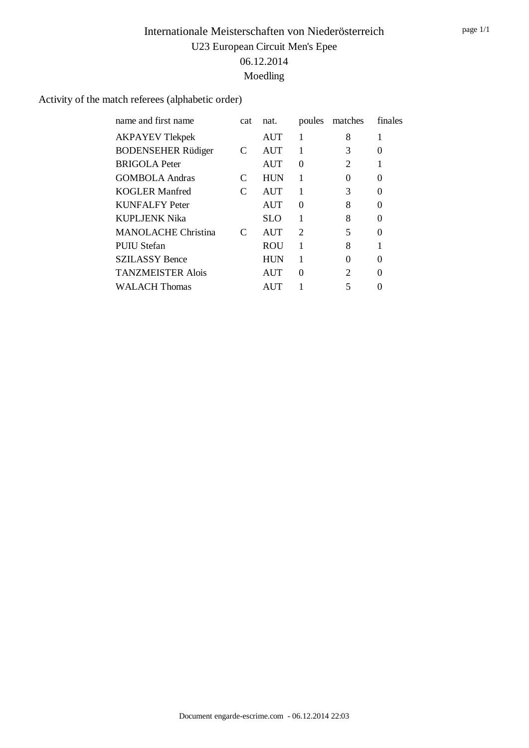# Internationale Meisterschaften von Niederösterreich

## U23 European Circuit Men's Epee

## 06.12.2014

## Moedling

Activity of the match referees (alphabetic order)

| name and first name | cat | nat. | poules | matches | finales |
|---|---|---|---|---|---|
| AKPAYEV Tlekpek | | AUT | 1 | 8 | 1 |
| BODENSEHER Rüdiger | C | AUT | 1 | 3 | 0 |
| BRIGOLA Peter | | AUT | 0 | 2 | 1 |
| GOMBOLA Andras | C | HUN | 1 | 0 | 0 |
| KOGLER Manfred | C | AUT | 1 | 3 | 0 |
| KUNFALFY Peter | | AUT | 0 | 8 | 0 |
| KUPLJENK Nika | | SLO | 1 | 8 | 0 |
| MANOLACHE Christina | C | AUT | 2 | 5 | 0 |
| PUIU Stefan | | ROU | 1 | 8 | 1 |
| SZILASSY Bence | | HUN | 1 | 0 | 0 |
| TANZMEISTER Alois | | AUT | 0 | 2 | 0 |
| WALACH Thomas | | AUT | 1 | 5 | 0 |

Document engarde-escrime.com - 06.12.2014 22:03